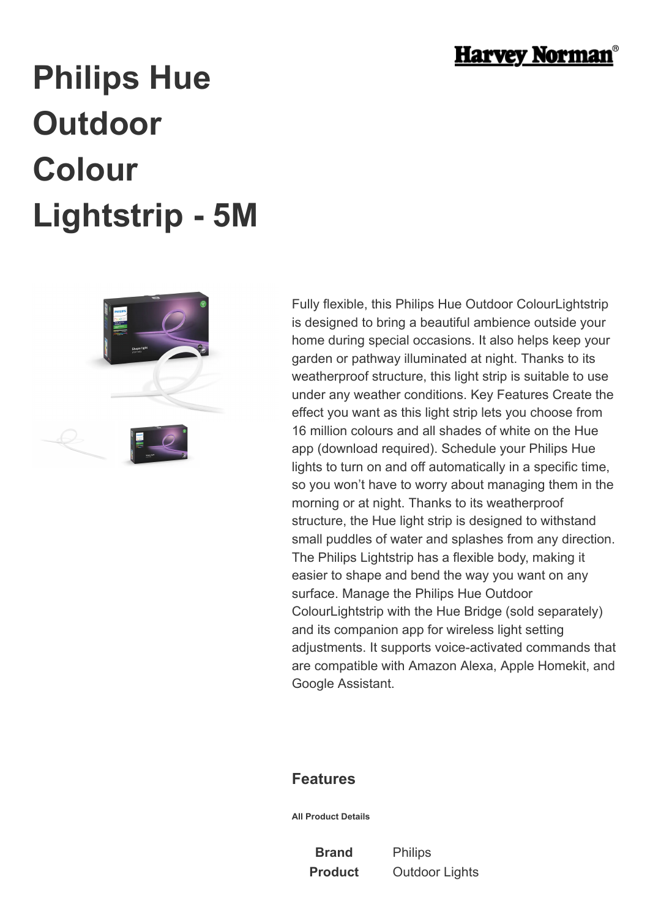# Philips Hue Outdoor Colour Lightstrip - 5M

Fully flexible, this Philips Hue Outdoor ColourLightstrip is designed to bring a beautiful ambience outside your home during special occasions. It also helps keep your garden or pathway illuminated at night. Thanks to its weatherproof structure, this light strip is suitable to use under any weather conditions. Key Features Create the effect you want as this light strip lets you choose from 16 million colours and all shades of white on the Hue app (download required). Schedule your Philips Hue lights to turn on and off automatically in a specific time, so you won't have to worry about managing them in the morning or at night. Thanks to its weatherproof structure, the Hue light strip is designed to withstand small puddles of water and splashes from any direction. The Philips Lightstrip has a flexible body, making it easier to shape and bend the way you want on any surface. Manage the Philips Hue Outdoor ColourLightstrip with the Hue Bridge (sold separately) and its companion app for wireless light setting adjustments. It supports voice-activated commands that are compatible with Amazon Alexa, Apple Homekit, and Google Assistant.

## Features

###### All Product Details

| | |
|---|---|
| **Brand** | Philips |
| **Product** | Outdoor Lights |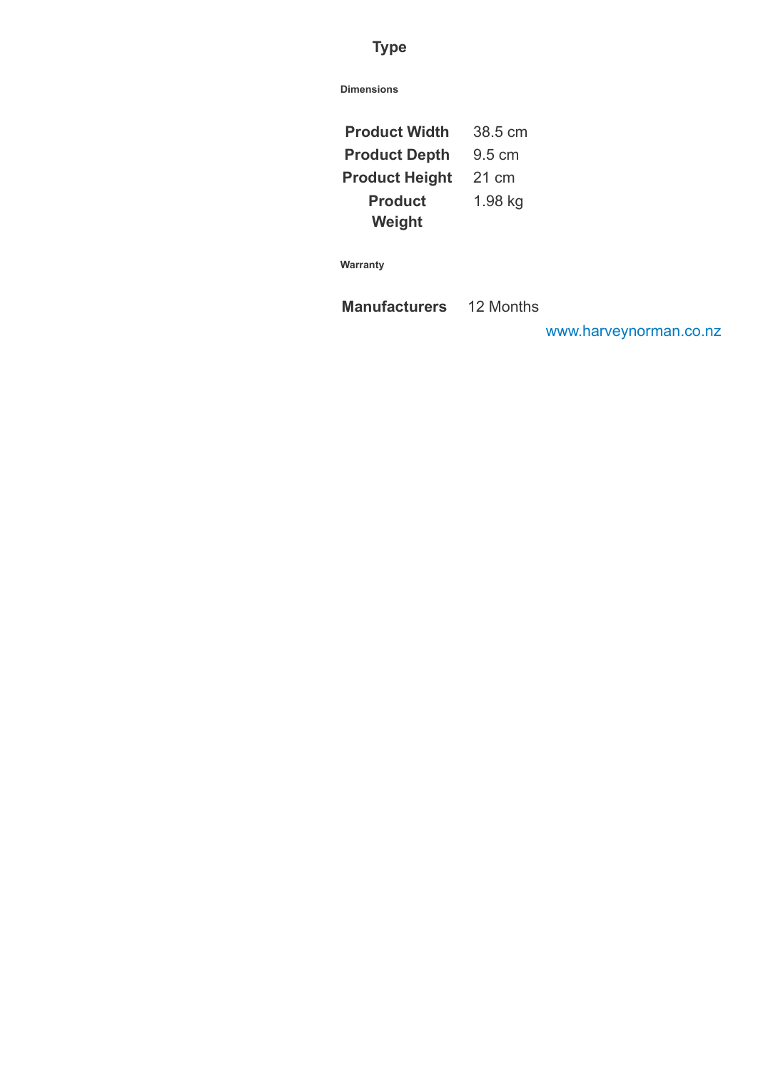**Type**

#### Dimensions

| | |
|---|---|
| **Product Width** | 38.5 cm |
| **Product Depth** | 9.5 cm |
| **Product Height** | 21 cm |
| **Product Weight** | 1.98 kg |

#### Warranty

| | |
|---|---|
| **Manufacturers** | 12 Months |

www.harveynorman.co.nz